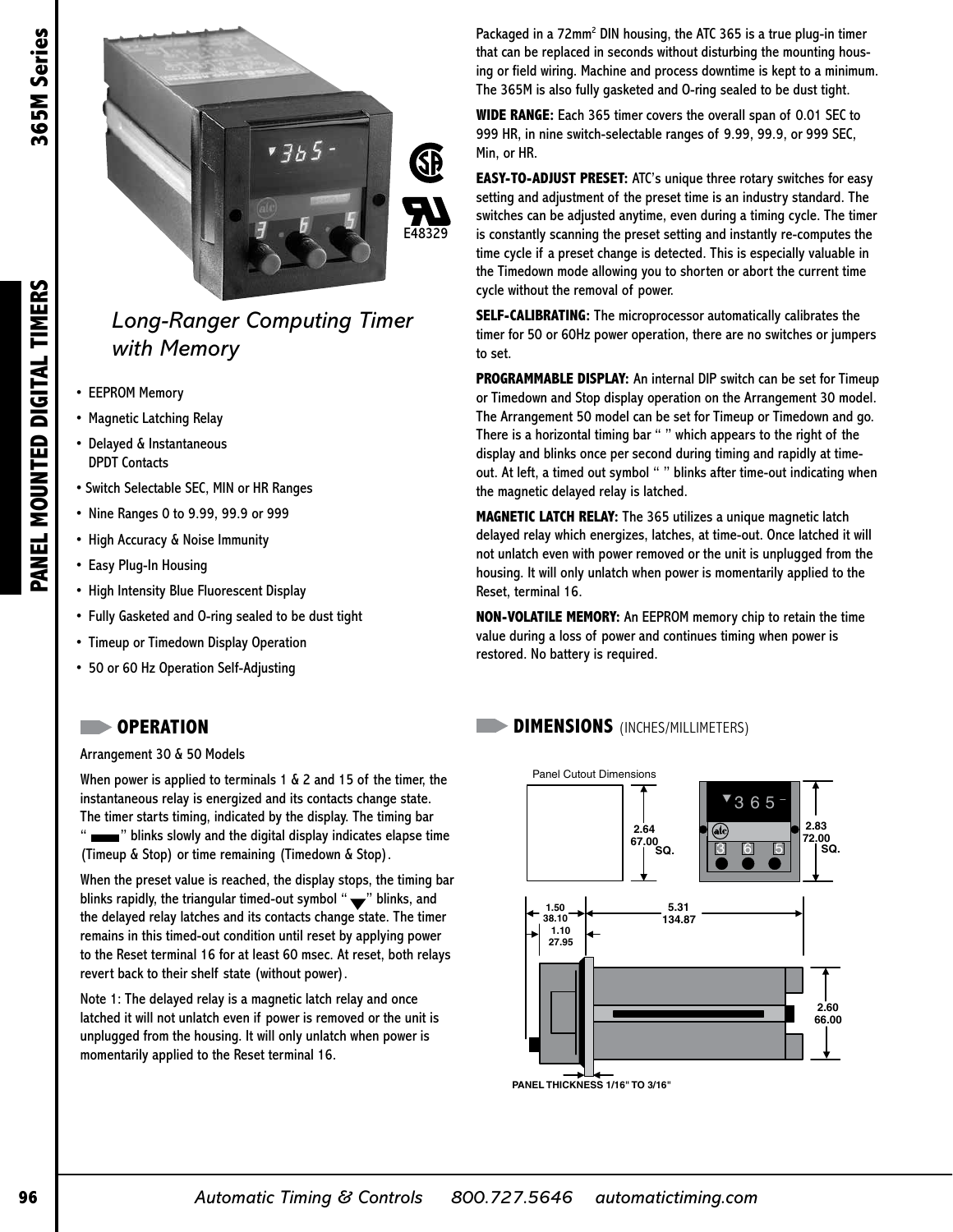## Long-Ranger Computing Timer with Memory

- EEPROM Memory
- Magnetic Latching Relay
- Delayed & Instantaneous DPDT Contacts
- Switch Selectable SEC, MIN or HR Ranges
- Nine Ranges 0 to 9.99, 99.9 or 999
- High Accuracy & Noise Immunity
- Easy Plug-In Housing
- High Intensity Blue Fluorescent Display
- Fully Gasketed and O-ring sealed to be dust tight
- Timeup or Timedown Display Operation
- 50 or 60 Hz Operation Self-Adjusting

Packaged in a 72mm² DIN housing, the ATC 365 is a true plug-in timer that can be replaced in seconds without disturbing the mounting housing or field wiring. Machine and process downtime is kept to a minimum. The 365M is also fully gasketed and O-ring sealed to be dust tight.

**WIDE RANGE:** Each 365 timer covers the overall span of 0.01 SEC to 999 HR, in nine switch-selectable ranges of 9.99, 99.9, or 999 SEC, Min, or HR.

**EASY-TO-ADJUST PRESET:** ATC's unique three rotary switches for easy setting and adjustment of the preset time is an industry standard. The switches can be adjusted anytime, even during a timing cycle. The timer is constantly scanning the preset setting and instantly re-computes the time cycle if a preset change is detected. This is especially valuable in the Timedown mode allowing you to shorten or abort the current time cycle without the removal of power.

**SELF-CALIBRATING:** The microprocessor automatically calibrates the timer for 50 or 60Hz power operation, there are no switches or jumpers to set.

**PROGRAMMABLE DISPLAY:** An internal DIP switch can be set for Timeup or Timedown and Stop display operation on the Arrangement 30 model. The Arrangement 50 model can be set for Timeup or Timedown and go. There is a horizontal timing bar " " which appears to the right of the display and blinks once per second during timing and rapidly at time-out. At left, a timed out symbol " " blinks after time-out indicating when the magnetic delayed relay is latched.

**MAGNETIC LATCH RELAY:** The 365 utilizes a unique magnetic latch delayed relay which energizes, latches, at time-out. Once latched it will not unlatch even with power removed or the unit is unplugged from the housing. It will only unlatch when power is momentarily applied to the Reset, terminal 16.

**NON-VOLATILE MEMORY:** An EEPROM memory chip to retain the time value during a loss of power and continues timing when power is restored. No battery is required.

## OPERATION

Arrangement 30 & 50 Models

When power is applied to terminals 1 & 2 and 15 of the timer, the instantaneous relay is energized and its contacts change state. The timer starts timing, indicated by the display. The timing bar " ▬ " blinks slowly and the digital display indicates elapse time (Timeup & Stop) or time remaining (Timedown & Stop).

When the preset value is reached, the display stops, the timing bar blinks rapidly, the triangular timed-out symbol " ▼ " blinks, and the delayed relay latches and its contacts change state. The timer remains in this timed-out condition until reset by applying power to the Reset terminal 16 for at least 60 msec. At reset, both relays revert back to their shelf state (without power).

Note 1: The delayed relay is a magnetic latch relay and once latched it will not unlatch even if power is removed or the unit is unplugged from the housing. It will only unlatch when power is momentarily applied to the Reset terminal 16.

## DIMENSIONS (INCHES/MILLIMETERS)

Panel Cutout Dimensions

2.64 / 67.00 SQ.

2.83 / 72.00 SQ.

1.50 / 38.10

1.10 / 27.95

5.31 / 134.87

2.60 / 66.00

PANEL THICKNESS 1/16" TO 3/16"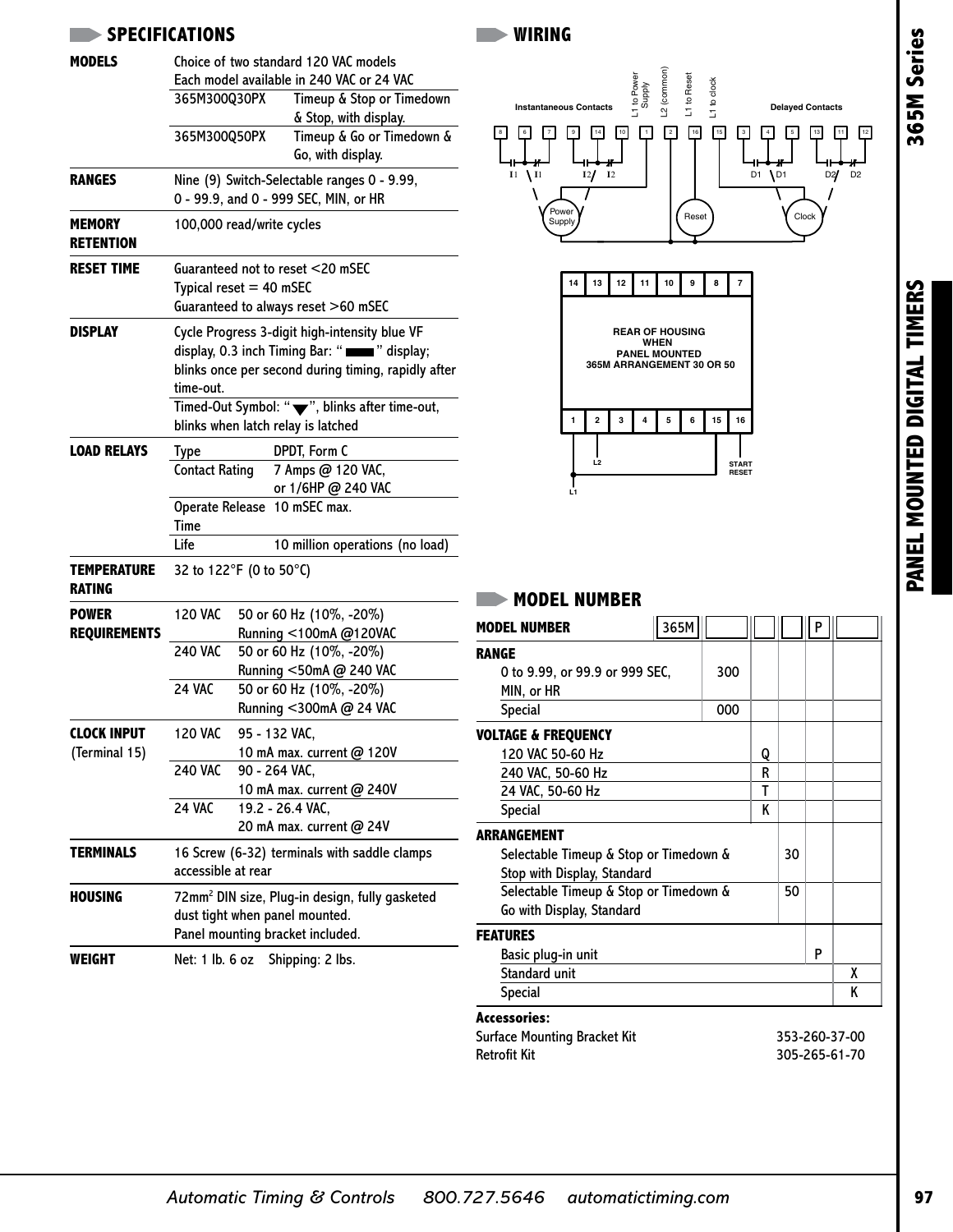## SPECIFICATIONS

| | | |
|---|---|---|
| **MODELS** | Choice of two standard 120 VAC models<br>Each model available in 240 VAC or 24 VAC | |
| | 365M300Q30PX | Timeup & Stop or Timedown & Stop, with display. |
| | 365M300Q50PX | Timeup & Go or Timedown & Go, with display. |
| **RANGES** | Nine (9) Switch-Selectable ranges 0 - 9.99, 0 - 99.9, and 0 - 999 SEC, MIN, or HR | |
| **MEMORY RETENTION** | 100,000 read/write cycles | |
| **RESET TIME** | Guaranteed not to reset <20 mSEC<br>Typical reset = 40 mSEC<br>Guaranteed to always reset >60 mSEC | |
| **DISPLAY** | Cycle Progress 3-digit high-intensity blue VF display, 0.3 inch Timing Bar: " ▬ " display; blinks once per second during timing, rapidly after time-out. | |
| | Timed-Out Symbol: " ▼ ", blinks after time-out, blinks when latch relay is latched | |
| **LOAD RELAYS** | Type | DPDT, Form C |
| | Contact Rating | 7 Amps @ 120 VAC, or 1/6HP @ 240 VAC |
| | Operate Release Time | 10 mSEC max. |
| | Life | 10 million operations (no load) |
| **TEMPERATURE RATING** | 32 to 122°F (0 to 50°C) | |
| **POWER REQUIREMENTS** | 120 VAC | 50 or 60 Hz (10%, -20%)<br>Running <100mA @120VAC |
| | 240 VAC | 50 or 60 Hz (10%, -20%)<br>Running <50mA @ 240 VAC |
| | 24 VAC | 50 or 60 Hz (10%, -20%)<br>Running <300mA @ 24 VAC |
| **CLOCK INPUT** (Terminal 15) | 120 VAC | 95 - 132 VAC,<br>10 mA max. current @ 120V |
| | 240 VAC | 90 - 264 VAC,<br>10 mA max. current @ 240V |
| | 24 VAC | 19.2 - 26.4 VAC,<br>20 mA max. current @ 24V |
| **TERMINALS** | 16 Screw (6-32) terminals with saddle clamps accessible at rear | |
| **HOUSING** | 72mm[2] DIN size, Plug-in design, fully gasketed dust tight when panel mounted.<br>Panel mounting bracket included. | |
| **WEIGHT** | Net: 1 lb. 6 oz Shipping: 2 lbs. | |

## WIRING

Instantaneous Contacts

L1 to Power Supply

L2 (common)

L1 to Reset

L1 to clock

Delayed Contacts

8 6 7 9 14 10 1 2 16 15 3 4 5 13 11 12

I1 I1 I2 I2 D1 D1 D2 D2

Power Supply

Reset

Clock

14 13 12 11 10 9 8 7

REAR OF HOUSING WHEN PANEL MOUNTED 365M ARRANGEMENT 30 OR 50

1 2 3 4 5 6 15 16

L2

START RESET

L1

## MODEL NUMBER

| MODEL NUMBER | 365M | | | | P | |
|---|---|---|---|---|---|---|
| **RANGE** | | | | | | |
| 0 to 9.99, or 99.9 or 999 SEC, MIN, or HR | | 300 | | | | |
| Special | | 000 | | | | |
| **VOLTAGE & FREQUENCY** | | | | | | |
| 120 VAC 50-60 Hz | | | Q | | | |
| 240 VAC, 50-60 Hz | | | R | | | |
| 24 VAC, 50-60 Hz | | | T | | | |
| Special | | | K | | | |
| **ARRANGEMENT** | | | | | | |
| Selectable Timeup & Stop or Timedown & Stop with Display, Standard | | | | 30 | | |
| Selectable Timeup & Stop or Timedown & Go with Display, Standard | | | | 50 | | |
| **FEATURES** | | | | | | |
| Basic plug-in unit | | | | | P | |
| Standard unit | | | | | | X |
| Special | | | | | | K |

**Accessories:**

| | |
|---|---|
| Surface Mounting Bracket Kit | 353-260-37-00 |
| Retrofit Kit | 305-265-61-70 |